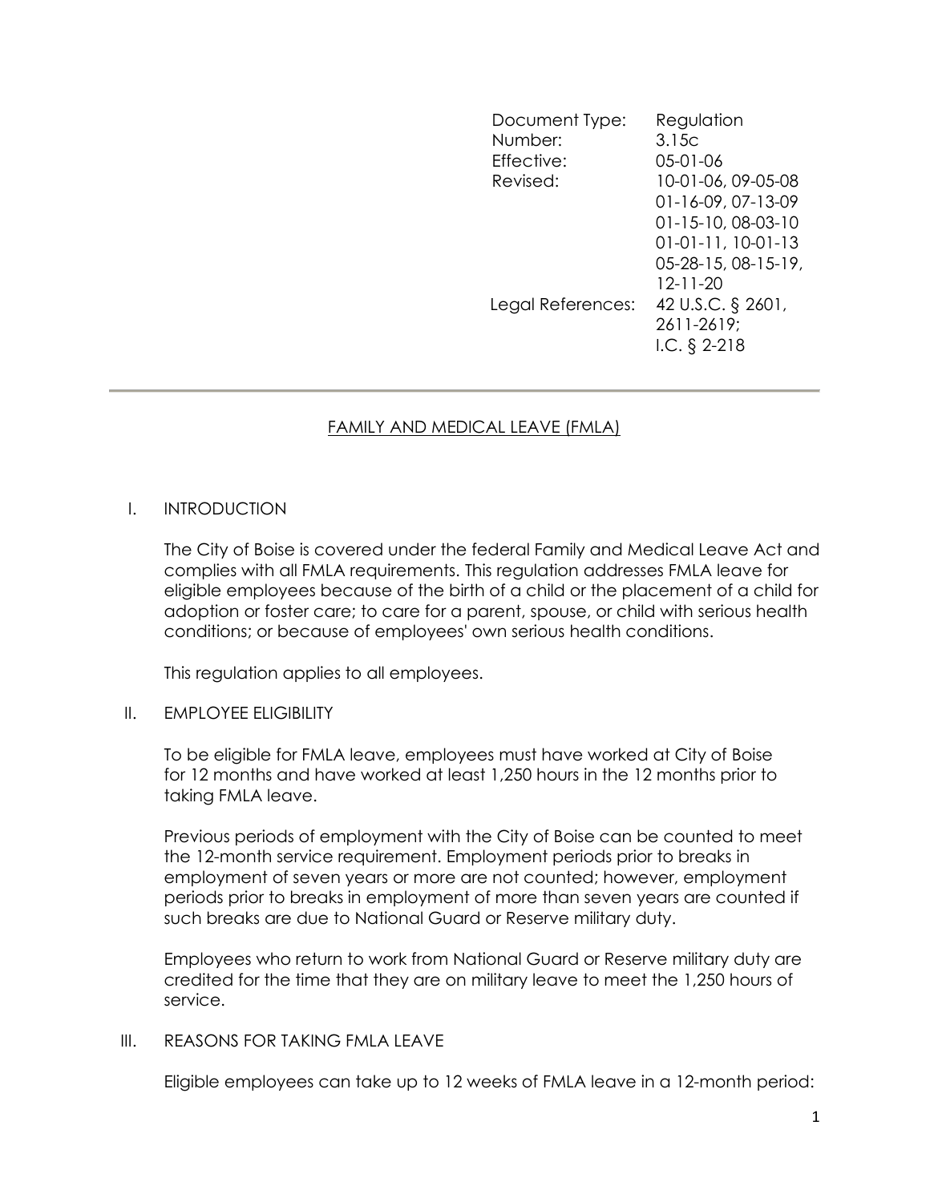| Document Type: | Regulation |
|---|---|
| Number: | 3.15c |
| Effective: | 05-01-06 |
| Revised: | 10-01-06, 09-05-08 01-16-09, 07-13-09 01-15-10, 08-03-10 01-01-11, 10-01-13 05-28-15, 08-15-19, 12-11-20 |
| Legal References: | 42 U.S.C. § 2601, 2611-2619; I.C. § 2-218 |

---

# FAMILY AND MEDICAL LEAVE (FMLA)

## I. INTRODUCTION

The City of Boise is covered under the federal Family and Medical Leave Act and complies with all FMLA requirements. This regulation addresses FMLA leave for eligible employees because of the birth of a child or the placement of a child for adoption or foster care; to care for a parent, spouse, or child with serious health conditions; or because of employees' own serious health conditions.

This regulation applies to all employees.

## II. EMPLOYEE ELIGIBILITY

To be eligible for FMLA leave, employees must have worked at City of Boise for 12 months and have worked at least 1,250 hours in the 12 months prior to taking FMLA leave.

Previous periods of employment with the City of Boise can be counted to meet the 12-month service requirement. Employment periods prior to breaks in employment of seven years or more are not counted; however, employment periods prior to breaks in employment of more than seven years are counted if such breaks are due to National Guard or Reserve military duty.

Employees who return to work from National Guard or Reserve military duty are credited for the time that they are on military leave to meet the 1,250 hours of service.

## III. REASONS FOR TAKING FMLA LEAVE

Eligible employees can take up to 12 weeks of FMLA leave in a 12-month period: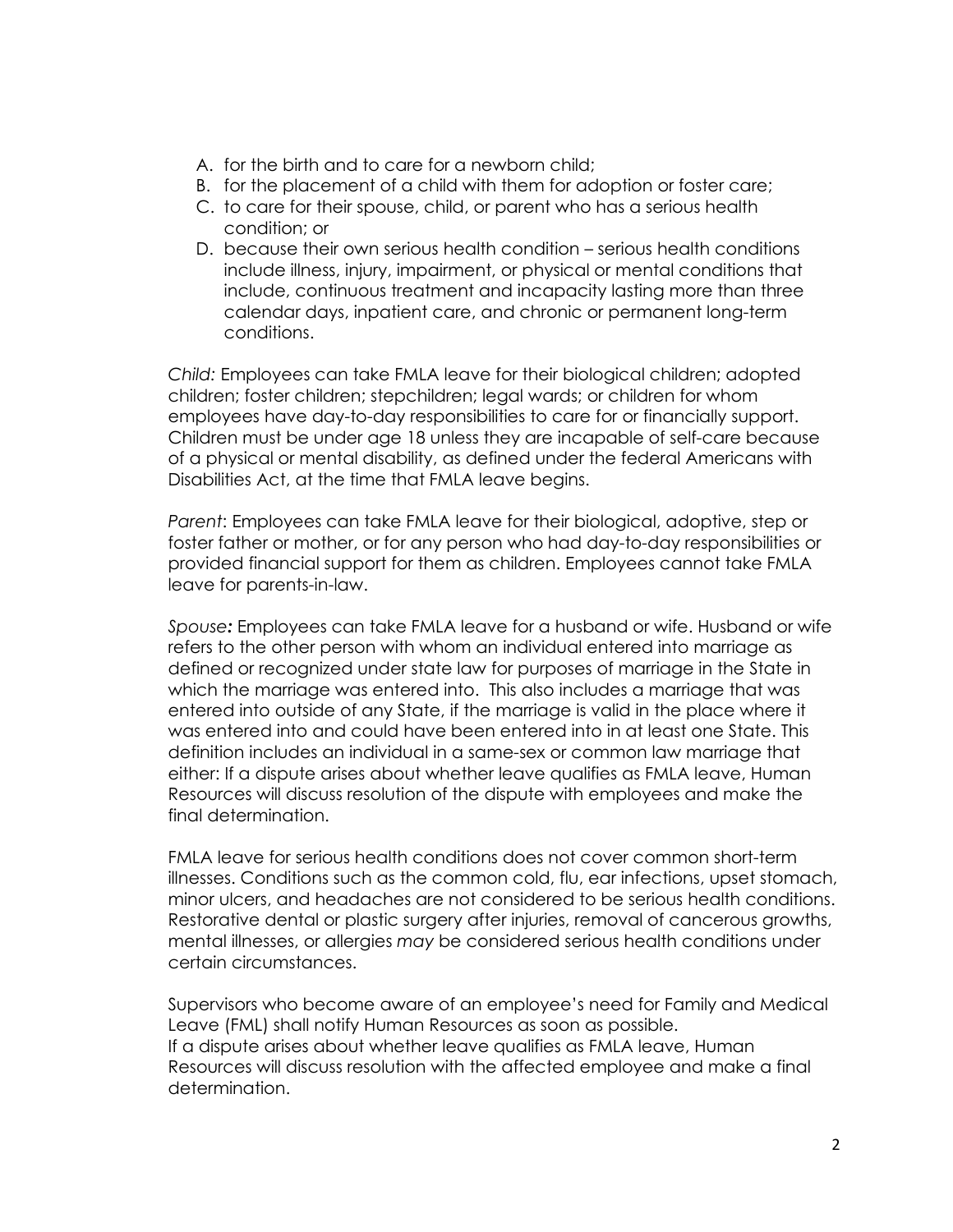A. for the birth and to care for a newborn child;
B. for the placement of a child with them for adoption or foster care;
C. to care for their spouse, child, or parent who has a serious health condition; or
D. because their own serious health condition – serious health conditions include illness, injury, impairment, or physical or mental conditions that include, continuous treatment and incapacity lasting more than three calendar days, inpatient care, and chronic or permanent long-term conditions.

*Child:* Employees can take FMLA leave for their biological children; adopted children; foster children; stepchildren; legal wards; or children for whom employees have day-to-day responsibilities to care for or financially support. Children must be under age 18 unless they are incapable of self-care because of a physical or mental disability, as defined under the federal Americans with Disabilities Act, at the time that FMLA leave begins.

*Parent*: Employees can take FMLA leave for their biological, adoptive, step or foster father or mother, or for any person who had day-to-day responsibilities or provided financial support for them as children. Employees cannot take FMLA leave for parents-in-law.

*Spouse**:*** Employees can take FMLA leave for a husband or wife. Husband or wife refers to the other person with whom an individual entered into marriage as defined or recognized under state law for purposes of marriage in the State in which the marriage was entered into. This also includes a marriage that was entered into outside of any State, if the marriage is valid in the place where it was entered into and could have been entered into in at least one State. This definition includes an individual in a same-sex or common law marriage that either: If a dispute arises about whether leave qualifies as FMLA leave, Human Resources will discuss resolution of the dispute with employees and make the final determination.

FMLA leave for serious health conditions does not cover common short-term illnesses. Conditions such as the common cold, flu, ear infections, upset stomach, minor ulcers, and headaches are not considered to be serious health conditions. Restorative dental or plastic surgery after injuries, removal of cancerous growths, mental illnesses, or allergies *may* be considered serious health conditions under certain circumstances.

Supervisors who become aware of an employee's need for Family and Medical Leave (FML) shall notify Human Resources as soon as possible.
If a dispute arises about whether leave qualifies as FMLA leave, Human Resources will discuss resolution with the affected employee and make a final determination.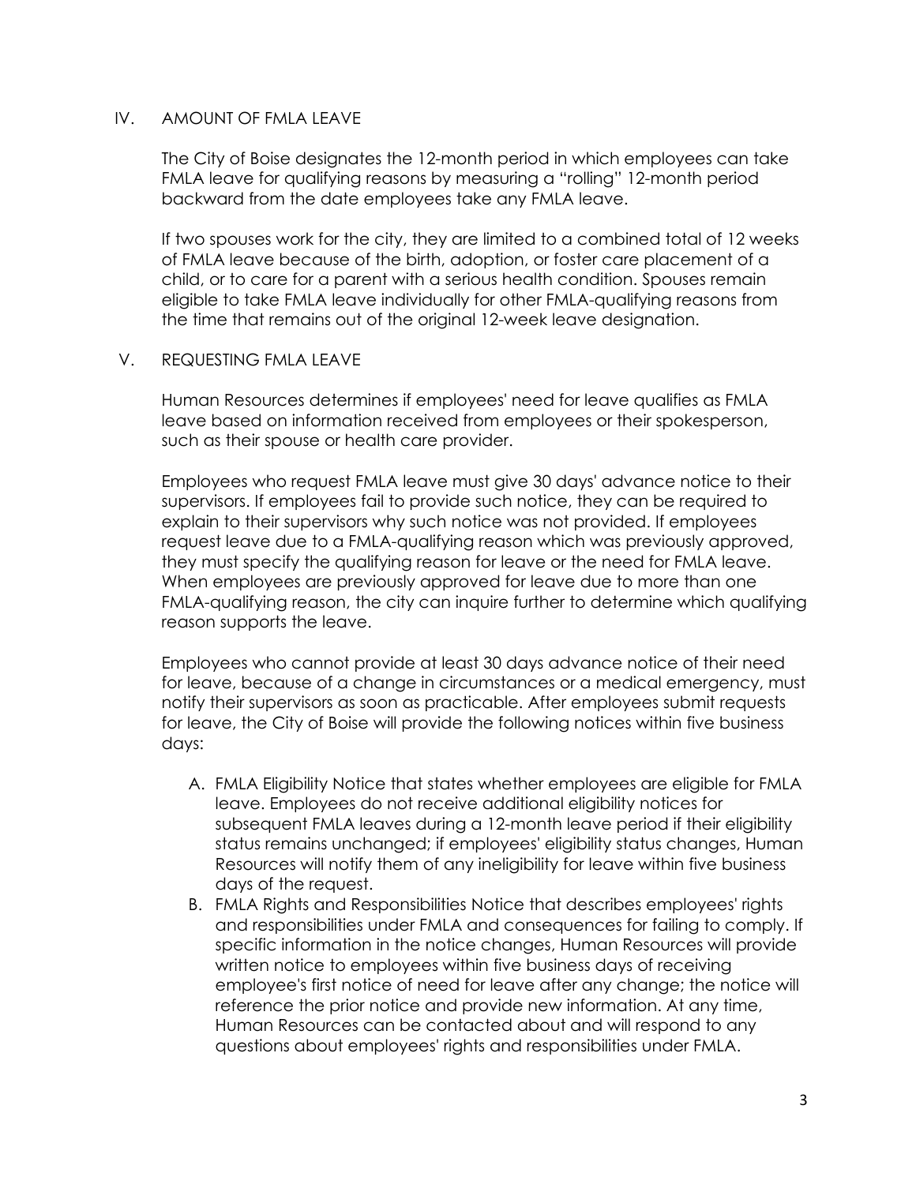## IV. AMOUNT OF FMLA LEAVE

The City of Boise designates the 12-month period in which employees can take FMLA leave for qualifying reasons by measuring a "rolling" 12-month period backward from the date employees take any FMLA leave.

If two spouses work for the city, they are limited to a combined total of 12 weeks of FMLA leave because of the birth, adoption, or foster care placement of a child, or to care for a parent with a serious health condition. Spouses remain eligible to take FMLA leave individually for other FMLA-qualifying reasons from the time that remains out of the original 12-week leave designation.

## V. REQUESTING FMLA LEAVE

Human Resources determines if employees' need for leave qualifies as FMLA leave based on information received from employees or their spokesperson, such as their spouse or health care provider.

Employees who request FMLA leave must give 30 days' advance notice to their supervisors. If employees fail to provide such notice, they can be required to explain to their supervisors why such notice was not provided. If employees request leave due to a FMLA-qualifying reason which was previously approved, they must specify the qualifying reason for leave or the need for FMLA leave. When employees are previously approved for leave due to more than one FMLA-qualifying reason, the city can inquire further to determine which qualifying reason supports the leave.

Employees who cannot provide at least 30 days advance notice of their need for leave, because of a change in circumstances or a medical emergency, must notify their supervisors as soon as practicable. After employees submit requests for leave, the City of Boise will provide the following notices within five business days:

A. FMLA Eligibility Notice that states whether employees are eligible for FMLA leave. Employees do not receive additional eligibility notices for subsequent FMLA leaves during a 12-month leave period if their eligibility status remains unchanged; if employees' eligibility status changes, Human Resources will notify them of any ineligibility for leave within five business days of the request.

B. FMLA Rights and Responsibilities Notice that describes employees' rights and responsibilities under FMLA and consequences for failing to comply. If specific information in the notice changes, Human Resources will provide written notice to employees within five business days of receiving employee's first notice of need for leave after any change; the notice will reference the prior notice and provide new information. At any time, Human Resources can be contacted about and will respond to any questions about employees' rights and responsibilities under FMLA.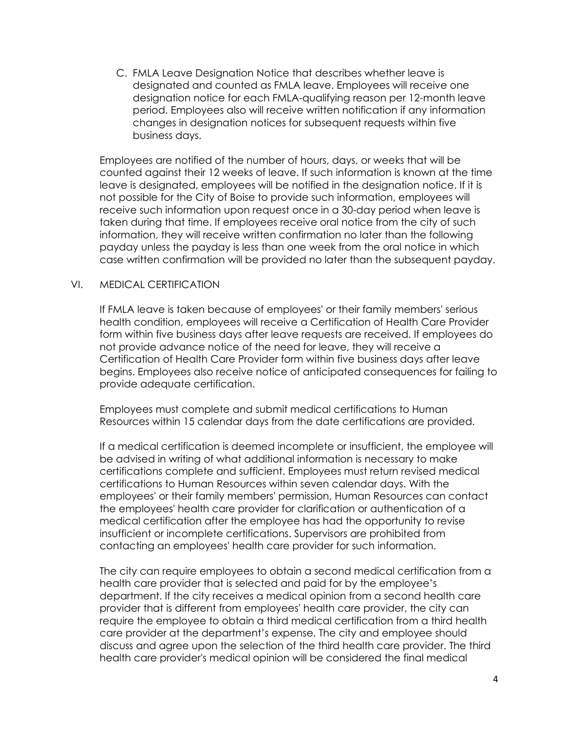C. FMLA Leave Designation Notice that describes whether leave is designated and counted as FMLA leave. Employees will receive one designation notice for each FMLA-qualifying reason per 12-month leave period. Employees also will receive written notification if any information changes in designation notices for subsequent requests within five business days.

Employees are notified of the number of hours, days, or weeks that will be counted against their 12 weeks of leave. If such information is known at the time leave is designated, employees will be notified in the designation notice. If it is not possible for the City of Boise to provide such information, employees will receive such information upon request once in a 30-day period when leave is taken during that time. If employees receive oral notice from the city of such information, they will receive written confirmation no later than the following payday unless the payday is less than one week from the oral notice in which case written confirmation will be provided no later than the subsequent payday.

## VI. MEDICAL CERTIFICATION

If FMLA leave is taken because of employees' or their family members' serious health condition, employees will receive a Certification of Health Care Provider form within five business days after leave requests are received. If employees do not provide advance notice of the need for leave, they will receive a Certification of Health Care Provider form within five business days after leave begins. Employees also receive notice of anticipated consequences for failing to provide adequate certification.

Employees must complete and submit medical certifications to Human Resources within 15 calendar days from the date certifications are provided.

If a medical certification is deemed incomplete or insufficient, the employee will be advised in writing of what additional information is necessary to make certifications complete and sufficient. Employees must return revised medical certifications to Human Resources within seven calendar days. With the employees' or their family members' permission, Human Resources can contact the employees' health care provider for clarification or authentication of a medical certification after the employee has had the opportunity to revise insufficient or incomplete certifications. Supervisors are prohibited from contacting an employees' health care provider for such information.

The city can require employees to obtain a second medical certification from a health care provider that is selected and paid for by the employee's department. If the city receives a medical opinion from a second health care provider that is different from employees' health care provider, the city can require the employee to obtain a third medical certification from a third health care provider at the department's expense. The city and employee should discuss and agree upon the selection of the third health care provider. The third health care provider's medical opinion will be considered the final medical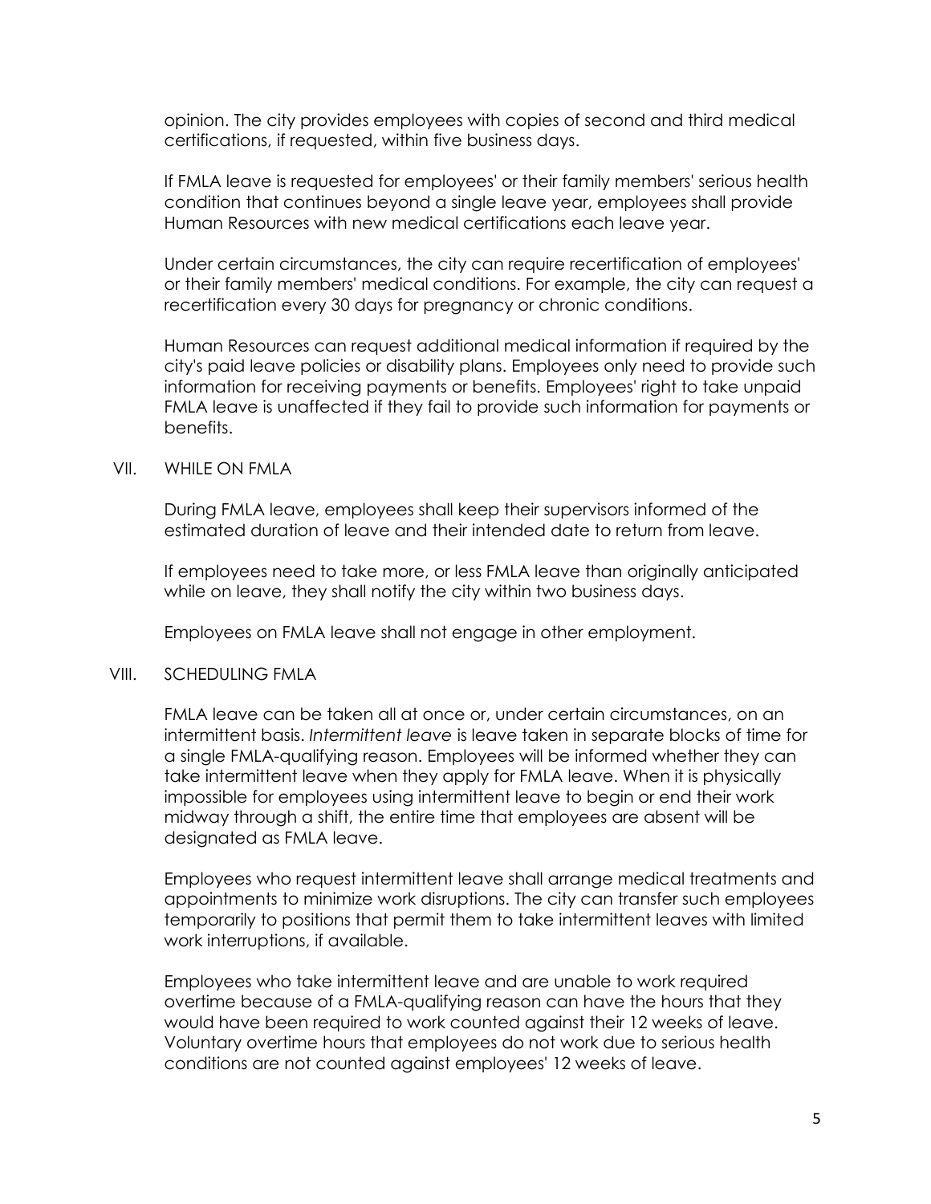opinion. The city provides employees with copies of second and third medical certifications, if requested, within five business days.

If FMLA leave is requested for employees' or their family members' serious health condition that continues beyond a single leave year, employees shall provide Human Resources with new medical certifications each leave year.

Under certain circumstances, the city can require recertification of employees' or their family members' medical conditions. For example, the city can request a recertification every 30 days for pregnancy or chronic conditions.

Human Resources can request additional medical information if required by the city's paid leave policies or disability plans. Employees only need to provide such information for receiving payments or benefits. Employees' right to take unpaid FMLA leave is unaffected if they fail to provide such information for payments or benefits.

## VII. WHILE ON FMLA

During FMLA leave, employees shall keep their supervisors informed of the estimated duration of leave and their intended date to return from leave.

If employees need to take more, or less FMLA leave than originally anticipated while on leave, they shall notify the city within two business days.

Employees on FMLA leave shall not engage in other employment.

## VIII. SCHEDULING FMLA

FMLA leave can be taken all at once or, under certain circumstances, on an intermittent basis. *Intermittent leave* is leave taken in separate blocks of time for a single FMLA-qualifying reason. Employees will be informed whether they can take intermittent leave when they apply for FMLA leave. When it is physically impossible for employees using intermittent leave to begin or end their work midway through a shift, the entire time that employees are absent will be designated as FMLA leave.

Employees who request intermittent leave shall arrange medical treatments and appointments to minimize work disruptions. The city can transfer such employees temporarily to positions that permit them to take intermittent leaves with limited work interruptions, if available.

Employees who take intermittent leave and are unable to work required overtime because of a FMLA-qualifying reason can have the hours that they would have been required to work counted against their 12 weeks of leave. Voluntary overtime hours that employees do not work due to serious health conditions are not counted against employees' 12 weeks of leave.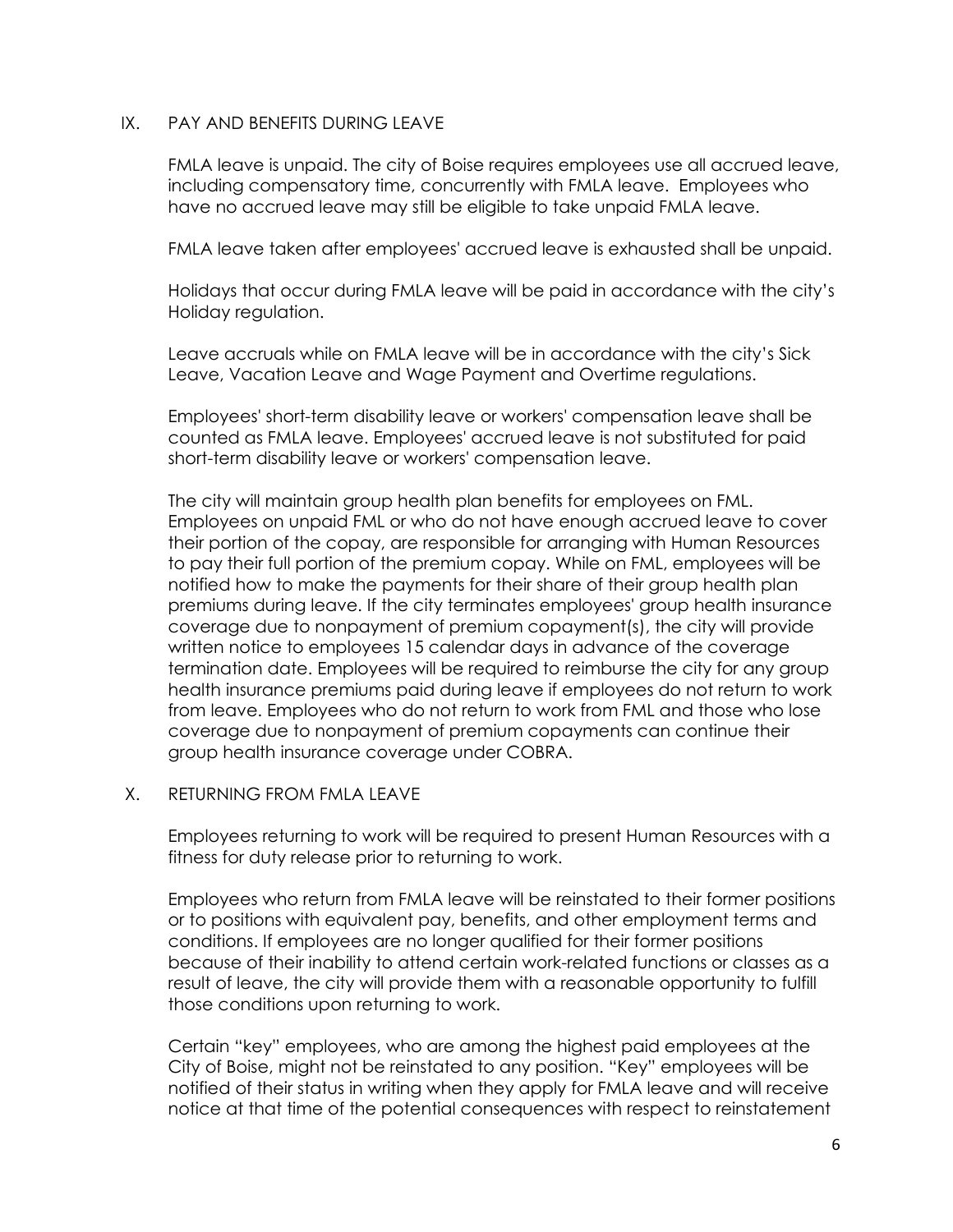## IX. PAY AND BENEFITS DURING LEAVE

FMLA leave is unpaid. The city of Boise requires employees use all accrued leave, including compensatory time, concurrently with FMLA leave. Employees who have no accrued leave may still be eligible to take unpaid FMLA leave.

FMLA leave taken after employees' accrued leave is exhausted shall be unpaid.

Holidays that occur during FMLA leave will be paid in accordance with the city's Holiday regulation.

Leave accruals while on FMLA leave will be in accordance with the city's Sick Leave, Vacation Leave and Wage Payment and Overtime regulations.

Employees' short-term disability leave or workers' compensation leave shall be counted as FMLA leave. Employees' accrued leave is not substituted for paid short-term disability leave or workers' compensation leave.

The city will maintain group health plan benefits for employees on FML. Employees on unpaid FML or who do not have enough accrued leave to cover their portion of the copay, are responsible for arranging with Human Resources to pay their full portion of the premium copay. While on FML, employees will be notified how to make the payments for their share of their group health plan premiums during leave. If the city terminates employees' group health insurance coverage due to nonpayment of premium copayment(s), the city will provide written notice to employees 15 calendar days in advance of the coverage termination date. Employees will be required to reimburse the city for any group health insurance premiums paid during leave if employees do not return to work from leave. Employees who do not return to work from FML and those who lose coverage due to nonpayment of premium copayments can continue their group health insurance coverage under COBRA.

## X. RETURNING FROM FMLA LEAVE

Employees returning to work will be required to present Human Resources with a fitness for duty release prior to returning to work.

Employees who return from FMLA leave will be reinstated to their former positions or to positions with equivalent pay, benefits, and other employment terms and conditions. If employees are no longer qualified for their former positions because of their inability to attend certain work-related functions or classes as a result of leave, the city will provide them with a reasonable opportunity to fulfill those conditions upon returning to work.

Certain "key" employees, who are among the highest paid employees at the City of Boise, might not be reinstated to any position. "Key" employees will be notified of their status in writing when they apply for FMLA leave and will receive notice at that time of the potential consequences with respect to reinstatement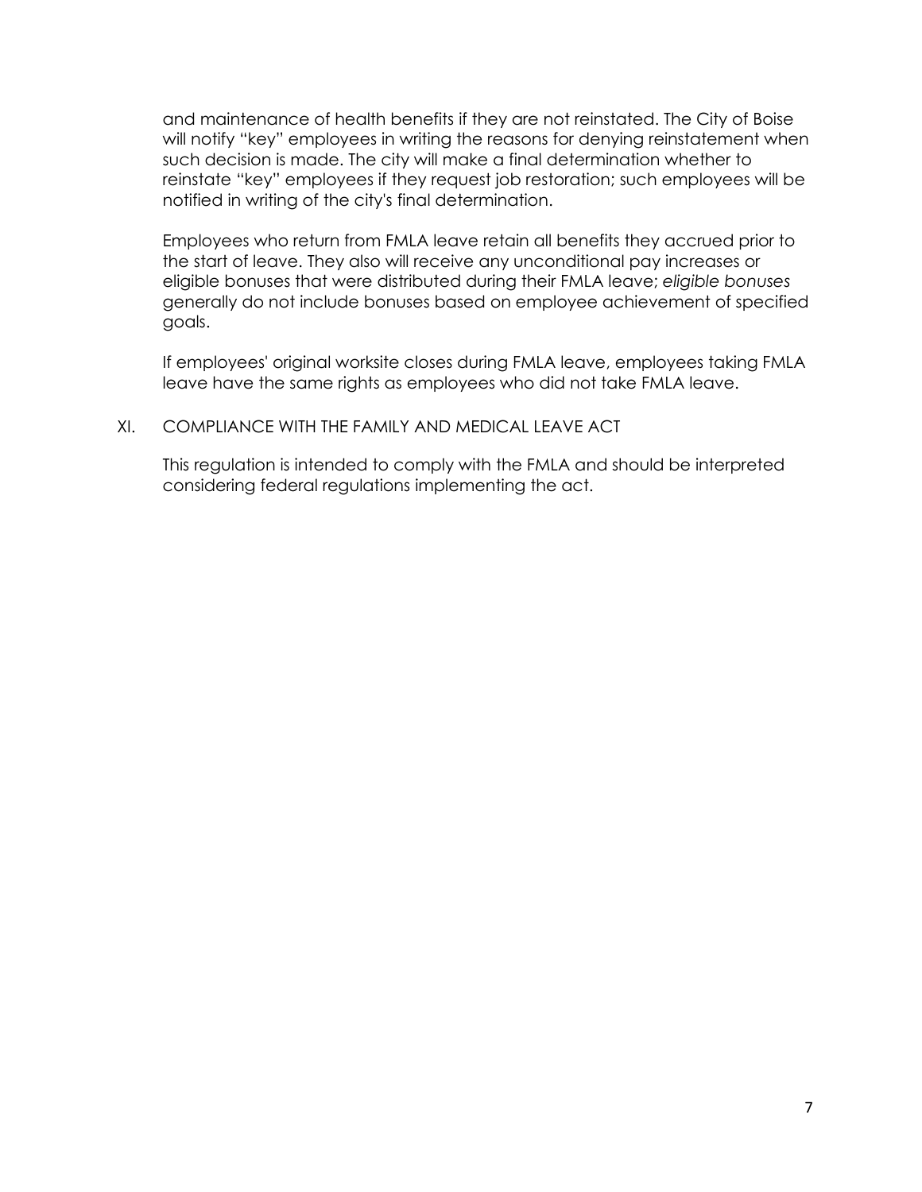and maintenance of health benefits if they are not reinstated. The City of Boise will notify "key" employees in writing the reasons for denying reinstatement when such decision is made. The city will make a final determination whether to reinstate "key" employees if they request job restoration; such employees will be notified in writing of the city's final determination.

Employees who return from FMLA leave retain all benefits they accrued prior to the start of leave. They also will receive any unconditional pay increases or eligible bonuses that were distributed during their FMLA leave; *eligible bonuses* generally do not include bonuses based on employee achievement of specified goals.

If employees' original worksite closes during FMLA leave, employees taking FMLA leave have the same rights as employees who did not take FMLA leave.

## XI. COMPLIANCE WITH THE FAMILY AND MEDICAL LEAVE ACT

This regulation is intended to comply with the FMLA and should be interpreted considering federal regulations implementing the act.